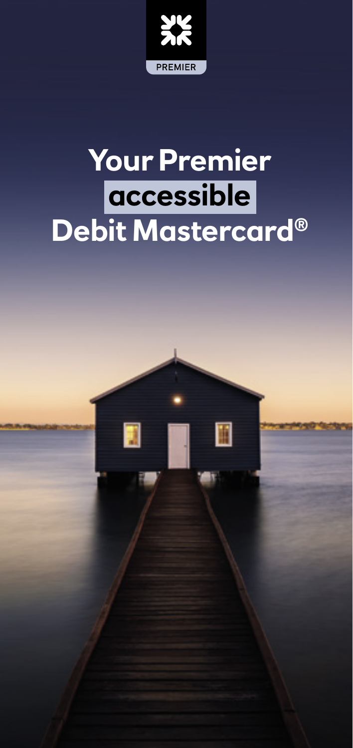PREMIER

# Your Premier accessible Debit Mastercard®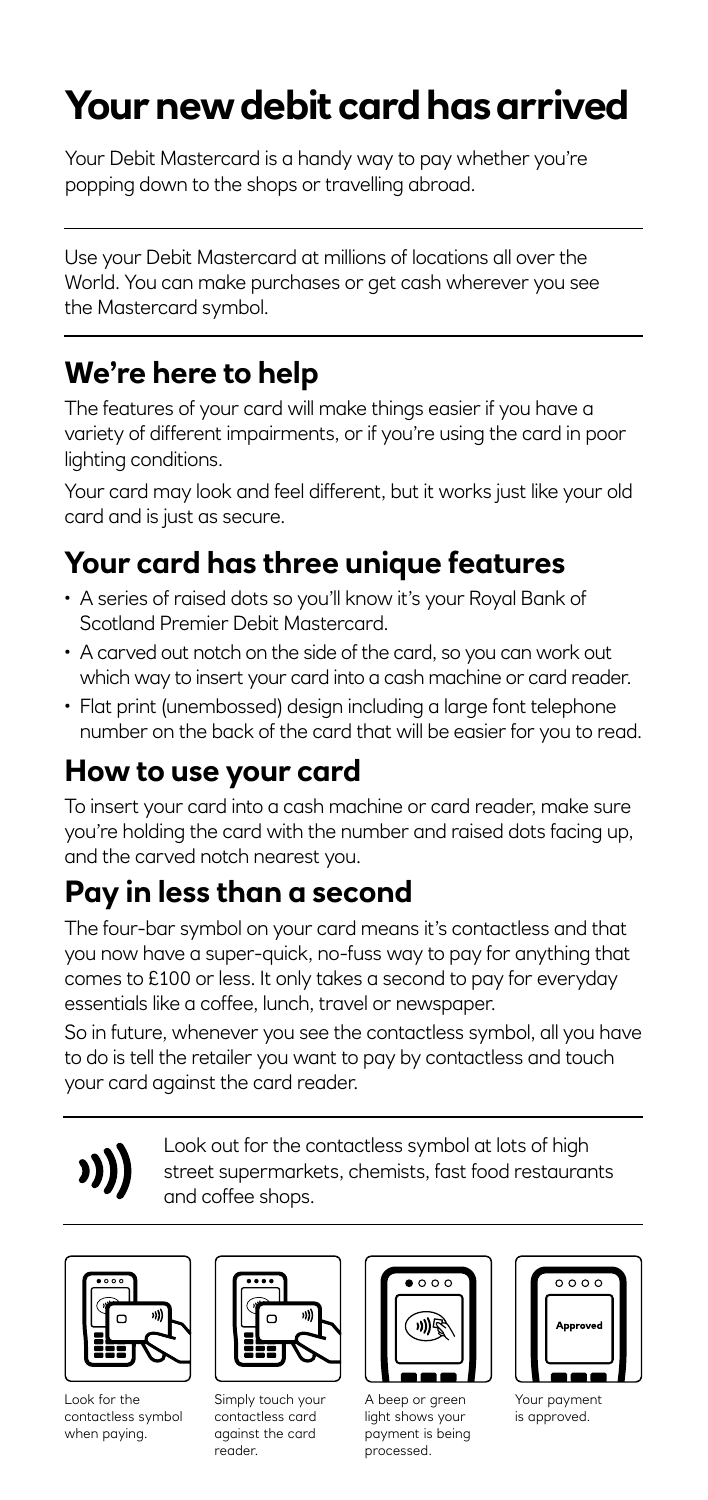# Your new debit card has arrived

Your Debit Mastercard is a handy way to pay whether you're popping down to the shops or travelling abroad.

Use your Debit Mastercard at millions of locations all over the World. You can make purchases or get cash wherever you see the Mastercard symbol.

## We're here to help

The features of your card will make things easier if you have a variety of different impairments, or if you're using the card in poor lighting conditions.

Your card may look and feel different, but it works just like your old card and is just as secure.

## Your card has three unique features

- A series of raised dots so you'll know it's your Royal Bank of Scotland Premier Debit Mastercard.
- A carved out notch on the side of the card, so you can work out which way to insert your card into a cash machine or card reader.
- Flat print (unembossed) design including a large font telephone number on the back of the card that will be easier for you to read.

## How to use your card

To insert your card into a cash machine or card reader, make sure you're holding the card with the number and raised dots facing up, and the carved notch nearest you.

## Pay in less than a second

The four-bar symbol on your card means it's contactless and that you now have a super-quick, no-fuss way to pay for anything that comes to £100 or less. It only takes a second to pay for everyday essentials like a coffee, lunch, travel or newspaper.

So in future, whenever you see the contactless symbol, all you have to do is tell the retailer you want to pay by contactless and touch your card against the card reader.

Look out for the contactless symbol at lots of high street supermarkets, chemists, fast food restaurants and coffee shops.

Look for the contactless symbol when paying.

Simply touch your contactless card against the card reader.

A beep or green light shows your payment is being processed.

Approved

Your payment is approved.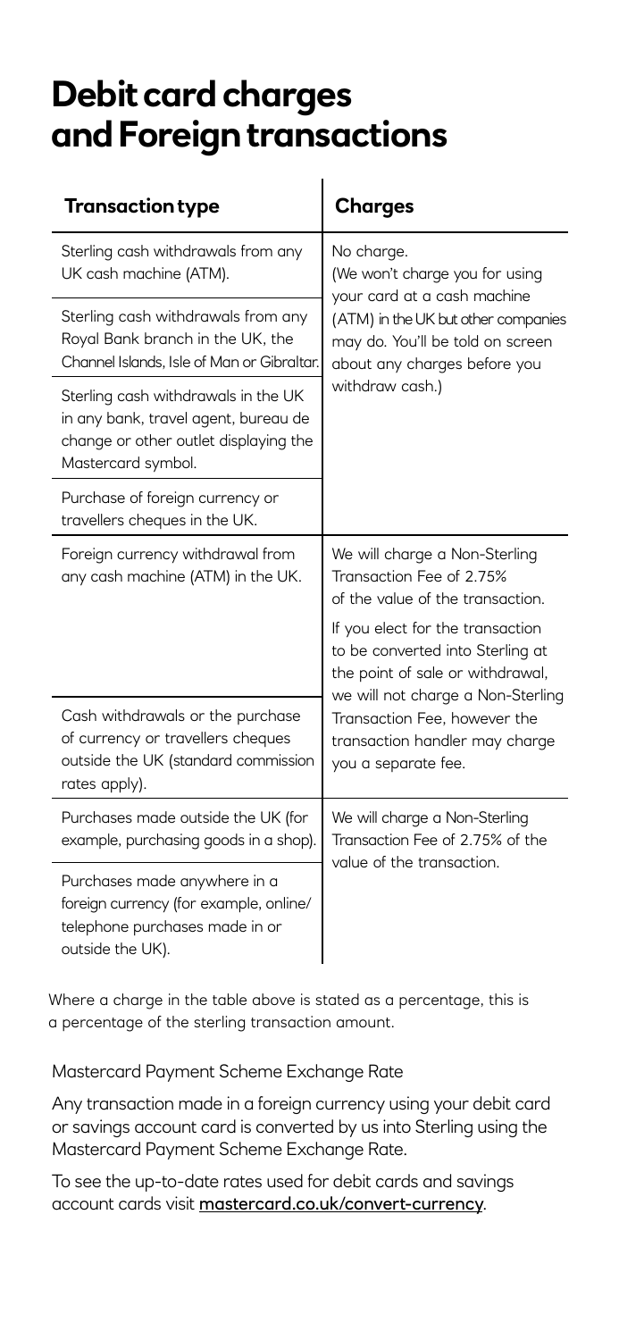# Debit card charges and Foreign transactions

| Transaction type | Charges |
| --- | --- |
| Sterling cash withdrawals from any UK cash machine (ATM). | No charge. (We won't charge you for using your card at a cash machine (ATM) in the UK but other companies may do. You'll be told on screen about any charges before you withdraw cash.) |
| Sterling cash withdrawals from any Royal Bank branch in the UK, the Channel Islands, Isle of Man or Gibraltar. | |
| Sterling cash withdrawals in the UK in any bank, travel agent, bureau de change or other outlet displaying the Mastercard symbol. | |
| Purchase of foreign currency or travellers cheques in the UK. | |
| Foreign currency withdrawal from any cash machine (ATM) in the UK. | We will charge a Non-Sterling Transaction Fee of 2.75% of the value of the transaction. If you elect for the transaction to be converted into Sterling at the point of sale or withdrawal, we will not charge a Non-Sterling Transaction Fee, however the transaction handler may charge you a separate fee. |
| Cash withdrawals or the purchase of currency or travellers cheques outside the UK (standard commission rates apply). | |
| Purchases made outside the UK (for example, purchasing goods in a shop). | We will charge a Non-Sterling Transaction Fee of 2.75% of the value of the transaction. |
| Purchases made anywhere in a foreign currency (for example, online/telephone purchases made in or outside the UK). | |

Where a charge in the table above is stated as a percentage, this is a percentage of the sterling transaction amount.

Mastercard Payment Scheme Exchange Rate

Any transaction made in a foreign currency using your debit card or savings account card is converted by us into Sterling using the Mastercard Payment Scheme Exchange Rate.

To see the up-to-date rates used for debit cards and savings account cards visit **mastercard.co.uk/convert-currency**.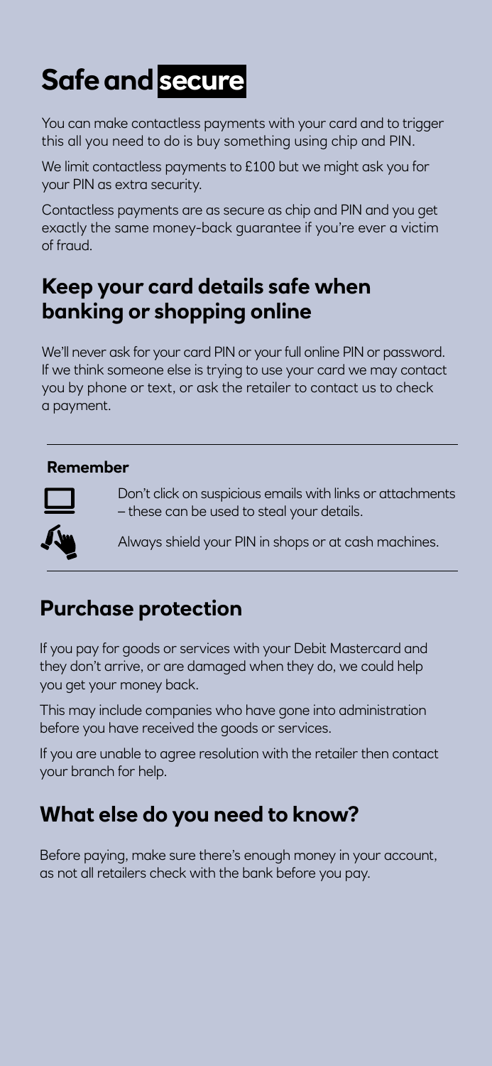# Safe and secure

You can make contactless payments with your card and to trigger this all you need to do is buy something using chip and PIN.

We limit contactless payments to £100 but we might ask you for your PIN as extra security.

Contactless payments are as secure as chip and PIN and you get exactly the same money-back guarantee if you're ever a victim of fraud.

## Keep your card details safe when banking or shopping online

We'll never ask for your card PIN or your full online PIN or password. If we think someone else is trying to use your card we may contact you by phone or text, or ask the retailer to contact us to check a payment.

**Remember**

Don't click on suspicious emails with links or attachments – these can be used to steal your details.

Always shield your PIN in shops or at cash machines.

## Purchase protection

If you pay for goods or services with your Debit Mastercard and they don't arrive, or are damaged when they do, we could help you get your money back.

This may include companies who have gone into administration before you have received the goods or services.

If you are unable to agree resolution with the retailer then contact your branch for help.

## What else do you need to know?

Before paying, make sure there's enough money in your account, as not all retailers check with the bank before you pay.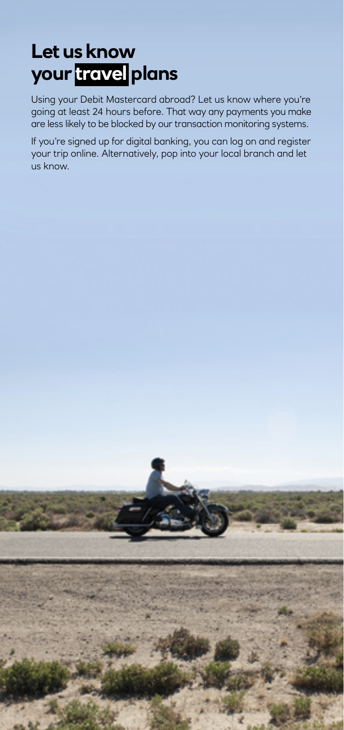# Let us know your **travel** plans

Using your Debit Mastercard abroad? Let us know where you're going at least 24 hours before. That way any payments you make are less likely to be blocked by our transaction monitoring systems.

If you're signed up for digital banking, you can log on and register your trip online. Alternatively, pop into your local branch and let us know.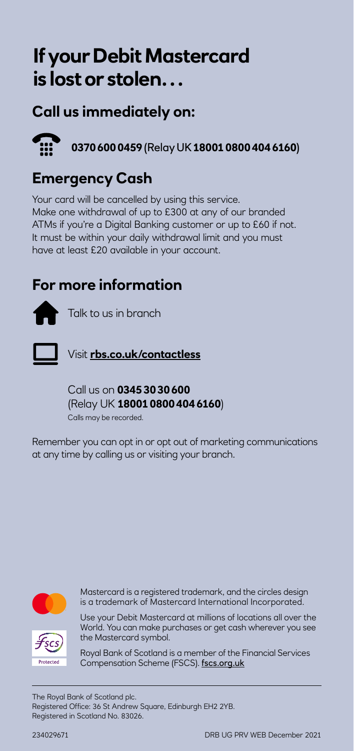# If your Debit Mastercard is lost or stolen…

## Call us immediately on:

**0370 600 0459** (Relay UK **18001 0800 404 6160**)

## Emergency Cash

Your card will be cancelled by using this service. Make one withdrawal of up to £300 at any of our branded ATMs if you're a Digital Banking customer or up to £60 if not. It must be within your daily withdrawal limit and you must have at least £20 available in your account.

## For more information

Talk to us in branch

Visit **rbs.co.uk/contactless**

Call us on **0345 30 30 600**
(Relay UK **18001 0800 404 6160**)
Calls may be recorded.

Remember you can opt in or opt out of marketing communications at any time by calling us or visiting your branch.

Mastercard is a registered trademark, and the circles design is a trademark of Mastercard International Incorporated.

Use your Debit Mastercard at millions of locations all over the World. You can make purchases or get cash wherever you see the Mastercard symbol.

Royal Bank of Scotland is a member of the Financial Services Compensation Scheme (FSCS). **fscs.org.uk**

The Royal Bank of Scotland plc.
Registered Office: 36 St Andrew Square, Edinburgh EH2 2YB.
Registered in Scotland No. 83026.

234029671 DRB UG PRV WEB December 2021